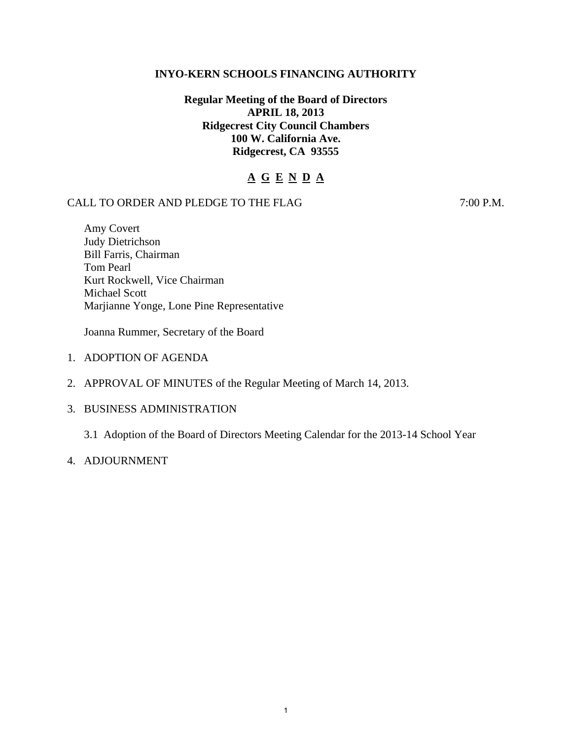**INYO-KERN SCHOOLS FINANCING AUTHORITY**

**Regular Meeting of the Board of Directors**
**APRIL 18, 2013**
**Ridgecrest City Council Chambers**
**100 W. California Ave.**
**Ridgecrest, CA 93555**

**A G E N D A**

CALL TO ORDER AND PLEDGE TO THE FLAG 7:00 P.M.

Amy Covert
Judy Dietrichson
Bill Farris, Chairman
Tom Pearl
Kurt Rockwell, Vice Chairman
Michael Scott
Marjianne Yonge, Lone Pine Representative

Joanna Rummer, Secretary of the Board

1. ADOPTION OF AGENDA

2. APPROVAL OF MINUTES of the Regular Meeting of March 14, 2013.

3. BUSINESS ADMINISTRATION

   3.1 Adoption of the Board of Directors Meeting Calendar for the 2013-14 School Year

4. ADJOURNMENT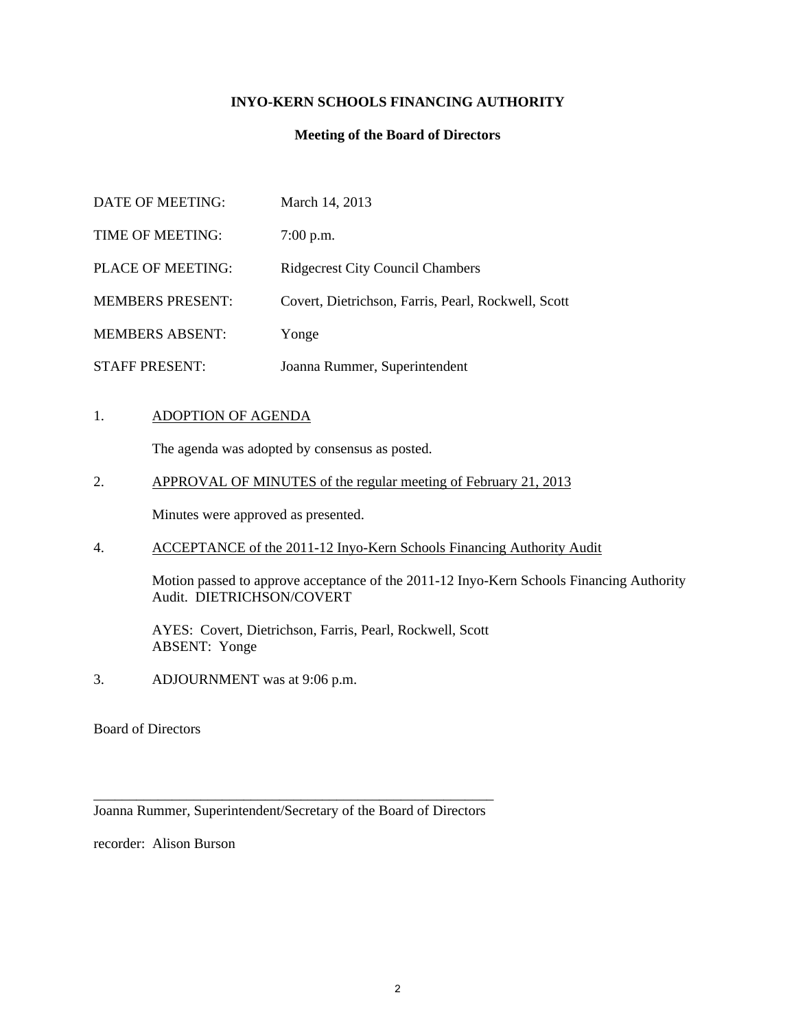**INYO-KERN SCHOOLS FINANCING AUTHORITY**

**Meeting of the Board of Directors**

| | |
|---|---|
| DATE OF MEETING: | March 14, 2013 |
| TIME OF MEETING: | 7:00 p.m. |
| PLACE OF MEETING: | Ridgecrest City Council Chambers |
| MEMBERS PRESENT: | Covert, Dietrichson, Farris, Pearl, Rockwell, Scott |
| MEMBERS ABSENT: | Yonge |
| STAFF PRESENT: | Joanna Rummer, Superintendent |

1. ADOPTION OF AGENDA

   The agenda was adopted by consensus as posted.

2. APPROVAL OF MINUTES of the regular meeting of February 21, 2013

   Minutes were approved as presented.

4. ACCEPTANCE of the 2011-12 Inyo-Kern Schools Financing Authority Audit

   Motion passed to approve acceptance of the 2011-12 Inyo-Kern Schools Financing Authority Audit. DIETRICHSON/COVERT

   AYES: Covert, Dietrichson, Farris, Pearl, Rockwell, Scott
   ABSENT: Yonge

3. ADJOURNMENT was at 9:06 p.m.

Board of Directors

\_\_\_\_\_\_\_\_\_\_\_\_\_\_\_\_\_\_\_\_\_\_\_\_\_\_\_\_\_\_\_\_\_\_\_\_\_\_\_\_\_\_\_\_\_\_\_\_\_\_\_\_\_\_\_\_
Joanna Rummer, Superintendent/Secretary of the Board of Directors

recorder: Alison Burson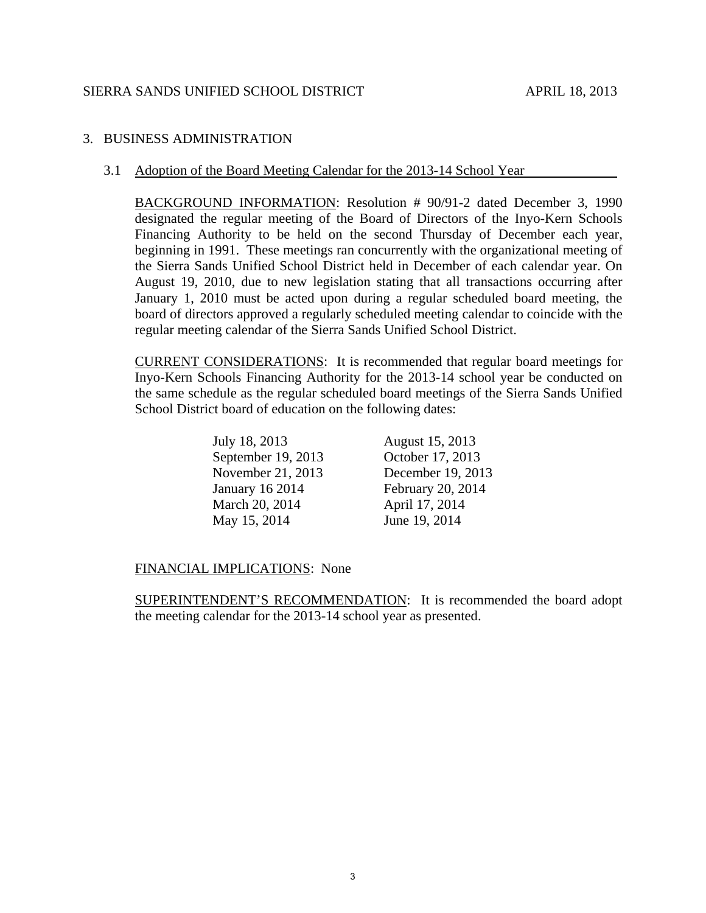SIERRA SANDS UNIFIED SCHOOL DISTRICT APRIL 18, 2013

## 3. BUSINESS ADMINISTRATION

### 3.1 Adoption of the Board Meeting Calendar for the 2013-14 School Year

BACKGROUND INFORMATION: Resolution # 90/91-2 dated December 3, 1990 designated the regular meeting of the Board of Directors of the Inyo-Kern Schools Financing Authority to be held on the second Thursday of December each year, beginning in 1991. These meetings ran concurrently with the organizational meeting of the Sierra Sands Unified School District held in December of each calendar year. On August 19, 2010, due to new legislation stating that all transactions occurring after January 1, 2010 must be acted upon during a regular scheduled board meeting, the board of directors approved a regularly scheduled meeting calendar to coincide with the regular meeting calendar of the Sierra Sands Unified School District.

CURRENT CONSIDERATIONS: It is recommended that regular board meetings for Inyo-Kern Schools Financing Authority for the 2013-14 school year be conducted on the same schedule as the regular scheduled board meetings of the Sierra Sands Unified School District board of education on the following dates:

| | |
|---|---|
| July 18, 2013 | August 15, 2013 |
| September 19, 2013 | October 17, 2013 |
| November 21, 2013 | December 19, 2013 |
| January 16 2014 | February 20, 2014 |
| March 20, 2014 | April 17, 2014 |
| May 15, 2014 | June 19, 2014 |

FINANCIAL IMPLICATIONS: None

SUPERINTENDENT'S RECOMMENDATION: It is recommended the board adopt the meeting calendar for the 2013-14 school year as presented.